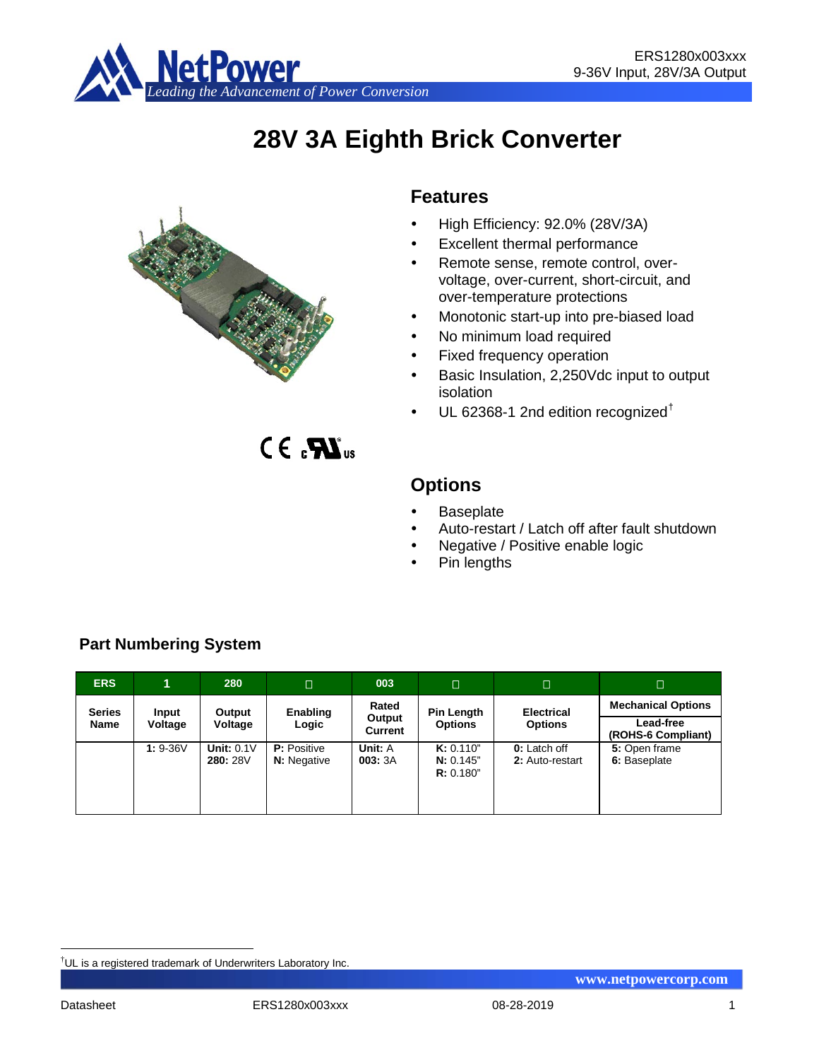# 28V 3A Eighth Brick Converter

## Features

- High Efficiency: 92.0% (28V/3A)
- Excellent thermal performance
- Remote sense, remote control, over-voltage, over-current, short-circuit, and over-temperature protections
- Monotonic start-up into pre-biased load
- No minimum load required
- Fixed frequency operation
- Basic Insulation, 2,250Vdc input to output isolation
- UL 62368-1 2nd edition recognized†

## Options

- Baseplate
- Auto-restart / Latch off after fault shutdown
- Negative / Positive enable logic
- Pin lengths

### Part Numbering System

| ERS | 1 | 280 | □ | 003 | □ | □ | □ |
|---|---|---|---|---|---|---|---|
| Series Name | Input Voltage | Output Voltage | Enabling Logic | Rated Output Current | Pin Length Options | Electrical Options | Mechanical Options<br>Lead-free (ROHS-6 Compliant) |
| | **1:** 9-36V | **Unit:** 0.1V<br>**280:** 28V | **P:** Positive<br>**N:** Negative | **Unit:** A<br>**003:** 3A | **K:** 0.110"<br>**N:** 0.145"<br>**R:** 0.180" | **0:** Latch off<br>**2:** Auto-restart | **5:** Open frame<br>**6:** Baseplate |

†UL is a registered trademark of Underwriters Laboratory Inc.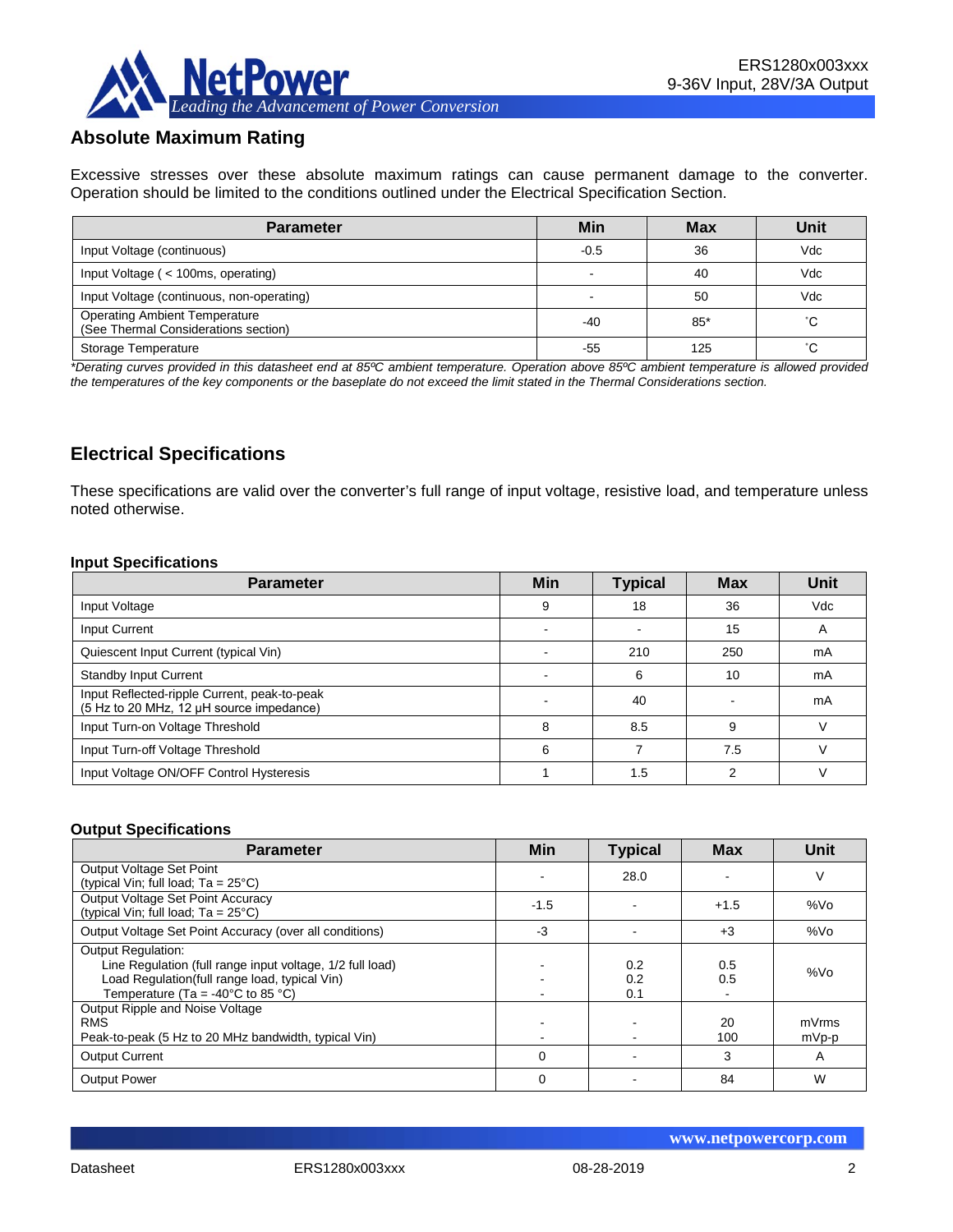## Absolute Maximum Rating

Excessive stresses over these absolute maximum ratings can cause permanent damage to the converter. Operation should be limited to the conditions outlined under the Electrical Specification Section.

| Parameter | Min | Max | Unit |
|---|---|---|---|
| Input Voltage (continuous) | -0.5 | 36 | Vdc |
| Input Voltage ( < 100ms, operating) | - | 40 | Vdc |
| Input Voltage (continuous, non-operating) | - | 50 | Vdc |
| Operating Ambient Temperature (See Thermal Considerations section) | -40 | 85* | ˚C |
| Storage Temperature | -55 | 125 | ˚C |

*\*Derating curves provided in this datasheet end at 85ºC ambient temperature. Operation above 85ºC ambient temperature is allowed provided the temperatures of the key components or the baseplate do not exceed the limit stated in the Thermal Considerations section.*

## Electrical Specifications

These specifications are valid over the converter's full range of input voltage, resistive load, and temperature unless noted otherwise.

### Input Specifications

| Parameter | Min | Typical | Max | Unit |
|---|---|---|---|---|
| Input Voltage | 9 | 18 | 36 | Vdc |
| Input Current | - | - | 15 | A |
| Quiescent Input Current (typical Vin) | - | 210 | 250 | mA |
| Standby Input Current | - | 6 | 10 | mA |
| Input Reflected-ripple Current, peak-to-peak (5 Hz to 20 MHz, 12 µH source impedance) | - | 40 | - | mA |
| Input Turn-on Voltage Threshold | 8 | 8.5 | 9 | V |
| Input Turn-off Voltage Threshold | 6 | 7 | 7.5 | V |
| Input Voltage ON/OFF Control Hysteresis | 1 | 1.5 | 2 | V |

### Output Specifications

| Parameter | Min | Typical | Max | Unit |
|---|---|---|---|---|
| Output Voltage Set Point (typical Vin; full load; Ta = 25°C) | - | 28.0 | - | V |
| Output Voltage Set Point Accuracy (typical Vin; full load; Ta = 25°C) | -1.5 | - | +1.5 | %Vo |
| Output Voltage Set Point Accuracy (over all conditions) | -3 | - | +3 | %Vo |
| Output Regulation:<br>Line Regulation (full range input voltage, 1/2 full load)<br>Load Regulation(full range load, typical Vin)<br>Temperature (Ta = -40°C to 85 °C) | <br>-<br>-<br>- | <br>0.2<br>0.2<br>0.1 | <br>0.5<br>0.5<br>- | %Vo |
| Output Ripple and Noise Voltage<br>RMS<br>Peak-to-peak (5 Hz to 20 MHz bandwidth, typical Vin) | <br>-<br>- | <br>-<br>- | <br>20<br>100 | <br>mVrms<br>mVp-p |
| Output Current | 0 | - | 3 | A |
| Output Power | 0 | - | 84 | W |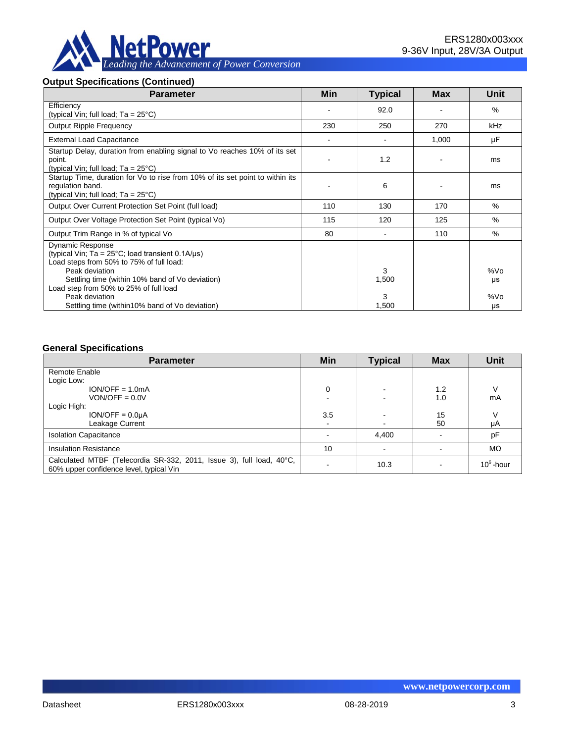## Output Specifications (Continued)

| Parameter | Min | Typical | Max | Unit |
|---|---|---|---|---|
| Efficiency (typical Vin; full load; Ta = 25°C) | - | 92.0 | - | % |
| Output Ripple Frequency | 230 | 250 | 270 | kHz |
| External Load Capacitance | - | - | 1,000 | µF |
| Startup Delay, duration from enabling signal to Vo reaches 10% of its set point. (typical Vin; full load; Ta = 25°C) | - | 1.2 | - | ms |
| Startup Time, duration for Vo to rise from 10% of its set point to within its regulation band. (typical Vin; full load; Ta = 25°C) | - | 6 | - | ms |
| Output Over Current Protection Set Point (full load) | 110 | 130 | 170 | % |
| Output Over Voltage Protection Set Point (typical Vo) | 115 | 120 | 125 | % |
| Output Trim Range in % of typical Vo | 80 | - | 110 | % |
| Dynamic Response (typical Vin; Ta = 25°C; load transient 0.1A/µs) | | | | |
| Load steps from 50% to 75% of full load: | | | | |
| Peak deviation | | 3 | | %Vo |
| Settling time (within 10% band of Vo deviation) | | 1,500 | | µs |
| Load step from 50% to 25% of full load | | | | |
| Peak deviation | | 3 | | %Vo |
| Settling time (within10% band of Vo deviation) | | 1,500 | | µs |

## General Specifications

| Parameter | Min | Typical | Max | Unit |
|---|---|---|---|---|
| Remote Enable | | | | |
| Logic Low: | | | | |
| ION/OFF = 1.0mA | 0 | - | 1.2 | V |
| VON/OFF = 0.0V | - | - | 1.0 | mA |
| Logic High: | | | | |
| ION/OFF = 0.0µA | 3.5 | - | 15 | V |
| Leakage Current | - | - | 50 | µA |
| Isolation Capacitance | - | 4,400 | - | pF |
| Insulation Resistance | 10 | - | - | MΩ |
| Calculated MTBF (Telecordia SR-332, 2011, Issue 3), full load, 40°C, 60% upper confidence level, typical Vin | - | 10.3 | - | $10^6$-hour |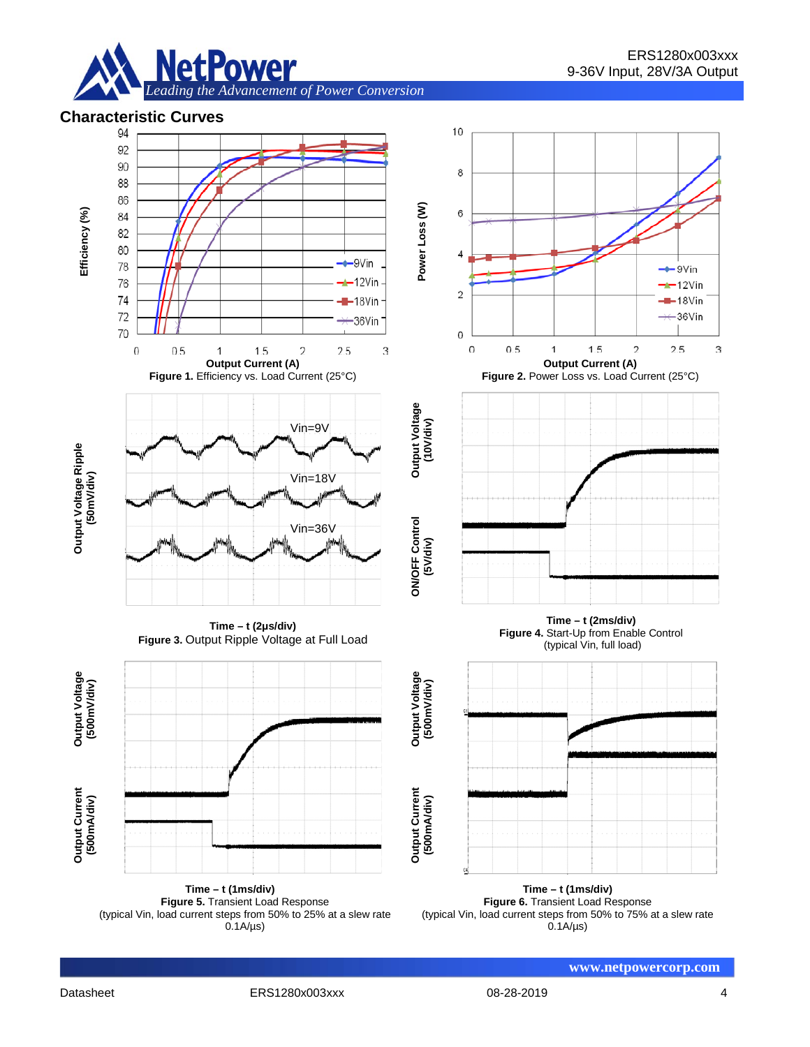## Characteristic Curves

Figure 1. Efficiency vs. Load Current (25°C)

Figure 2. Power Loss vs. Load Current (25°C)

Time – t (2μs/div)
Figure 3. Output Ripple Voltage at Full Load

Time – t (2ms/div)
Figure 4. Start-Up from Enable Control (typical Vin, full load)

Time – t (1ms/div)
Figure 5. Transient Load Response (typical Vin, load current steps from 50% to 25% at a slew rate 0.1A/μs)

Time – t (1ms/div)
Figure 6. Transient Load Response (typical Vin, load current steps from 50% to 75% at a slew rate 0.1A/μs)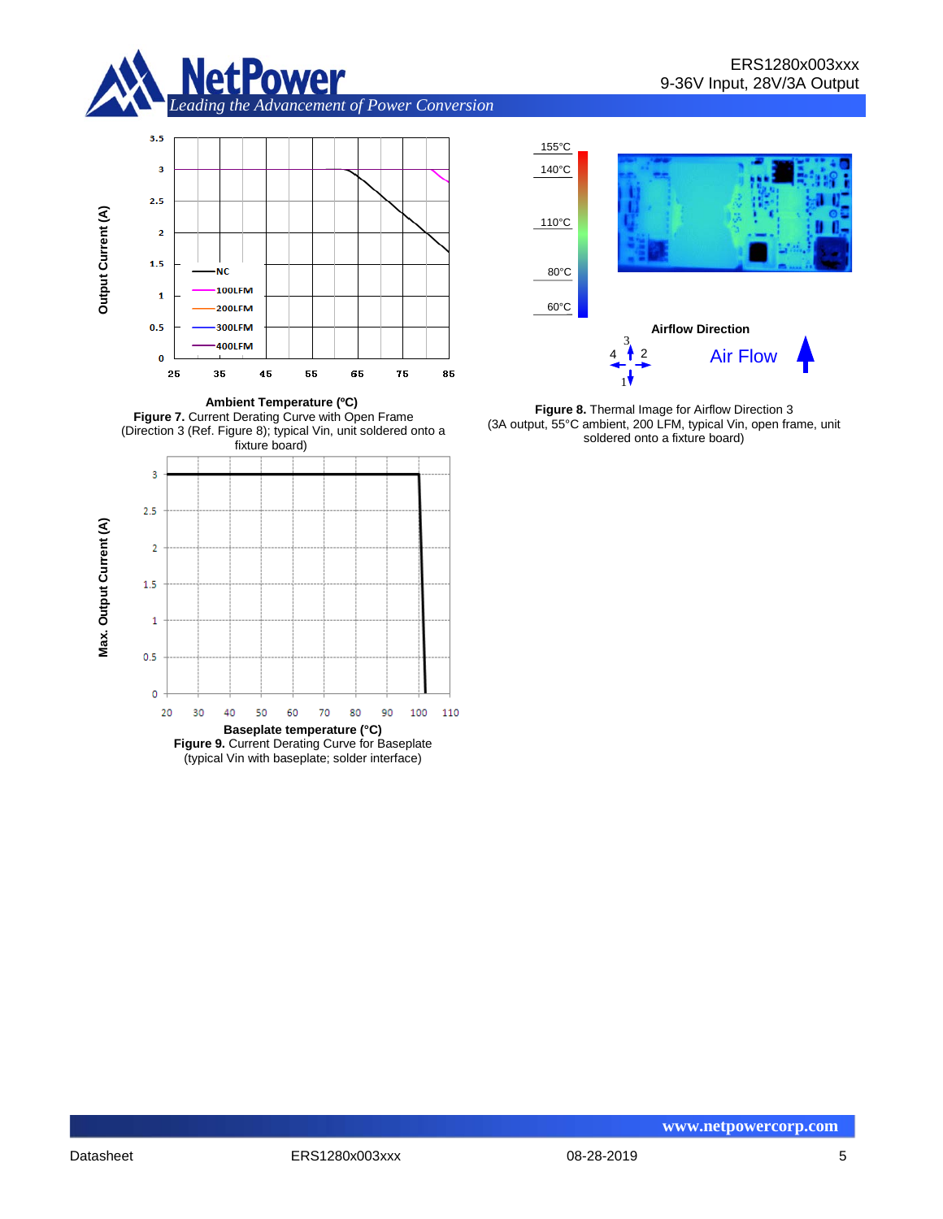**Figure 7.** Current Derating Curve with Open Frame (Direction 3 (Ref. Figure 8); typical Vin, unit soldered onto a fixture board)

**Figure 8.** Thermal Image for Airflow Direction 3 (3A output, 55°C ambient, 200 LFM, typical Vin, open frame, unit soldered onto a fixture board)

**Figure 9.** Current Derating Curve for Baseplate (typical Vin with baseplate; solder interface)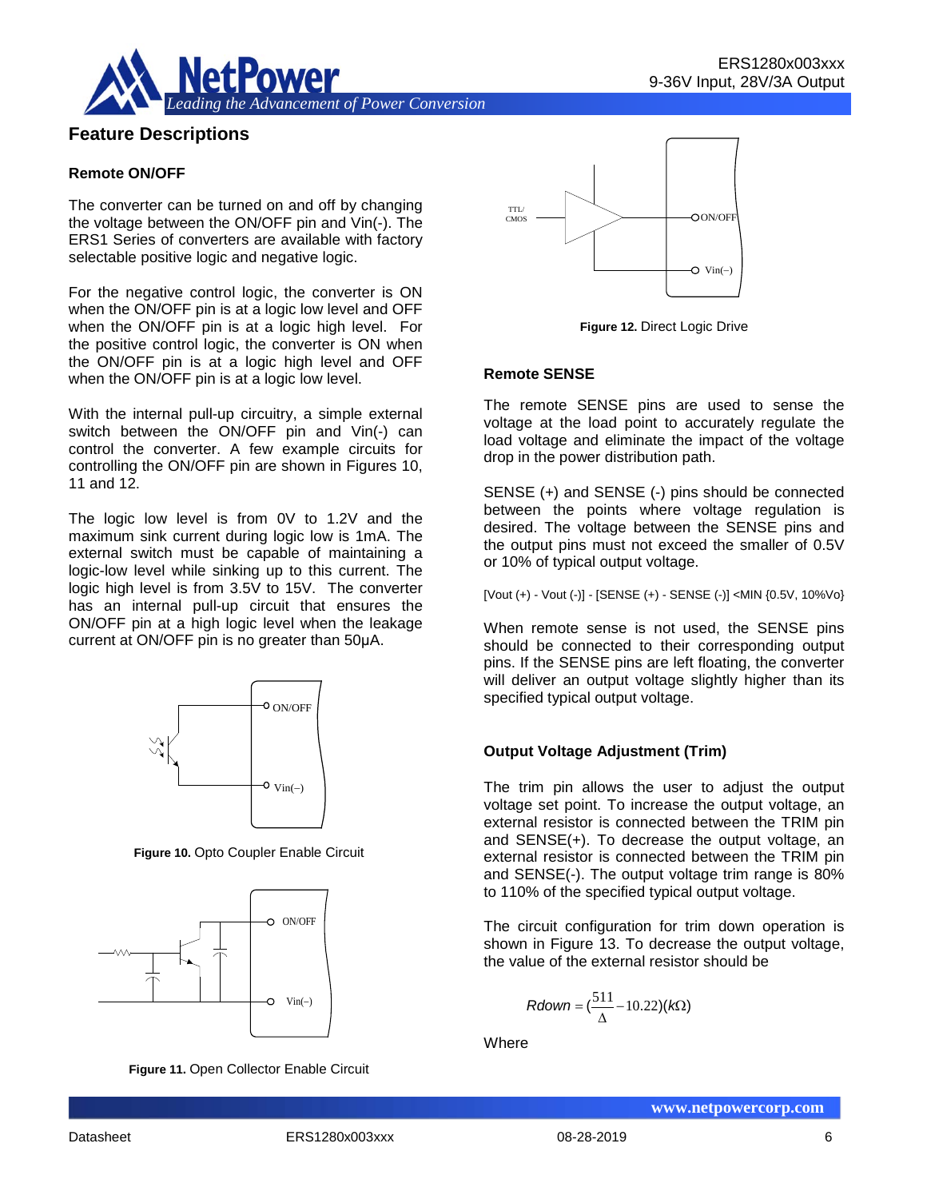## Feature Descriptions

### Remote ON/OFF

The converter can be turned on and off by changing the voltage between the ON/OFF pin and Vin(-). The ERS1 Series of converters are available with factory selectable positive logic and negative logic.

For the negative control logic, the converter is ON when the ON/OFF pin is at a logic low level and OFF when the ON/OFF pin is at a logic high level. For the positive control logic, the converter is ON when the ON/OFF pin is at a logic high level and OFF when the ON/OFF pin is at a logic low level.

With the internal pull-up circuitry, a simple external switch between the ON/OFF pin and Vin(-) can control the converter. A few example circuits for controlling the ON/OFF pin are shown in Figures 10, 11 and 12.

The logic low level is from 0V to 1.2V and the maximum sink current during logic low is 1mA. The external switch must be capable of maintaining a logic-low level while sinking up to this current. The logic high level is from 3.5V to 15V. The converter has an internal pull-up circuit that ensures the ON/OFF pin at a high logic level when the leakage current at ON/OFF pin is no greater than 50μA.

**Figure 10.** Opto Coupler Enable Circuit

**Figure 11.** Open Collector Enable Circuit

**Figure 12.** Direct Logic Drive

### Remote SENSE

The remote SENSE pins are used to sense the voltage at the load point to accurately regulate the load voltage and eliminate the impact of the voltage drop in the power distribution path.

SENSE (+) and SENSE (-) pins should be connected between the points where voltage regulation is desired. The voltage between the SENSE pins and the output pins must not exceed the smaller of 0.5V or 10% of typical output voltage.

[Vout (+) - Vout (-)] - [SENSE (+) - SENSE (-)] <MIN {0.5V, 10%Vo}

When remote sense is not used, the SENSE pins should be connected to their corresponding output pins. If the SENSE pins are left floating, the converter will deliver an output voltage slightly higher than its specified typical output voltage.

### Output Voltage Adjustment (Trim)

The trim pin allows the user to adjust the output voltage set point. To increase the output voltage, an external resistor is connected between the TRIM pin and SENSE(+). To decrease the output voltage, an external resistor is connected between the TRIM pin and SENSE(-). The output voltage trim range is 80% to 110% of the specified typical output voltage.

The circuit configuration for trim down operation is shown in Figure 13. To decrease the output voltage, the value of the external resistor should be

$$Rdown = \left(\frac{511}{\Delta} - 10.22\right)(k\Omega)$$

Where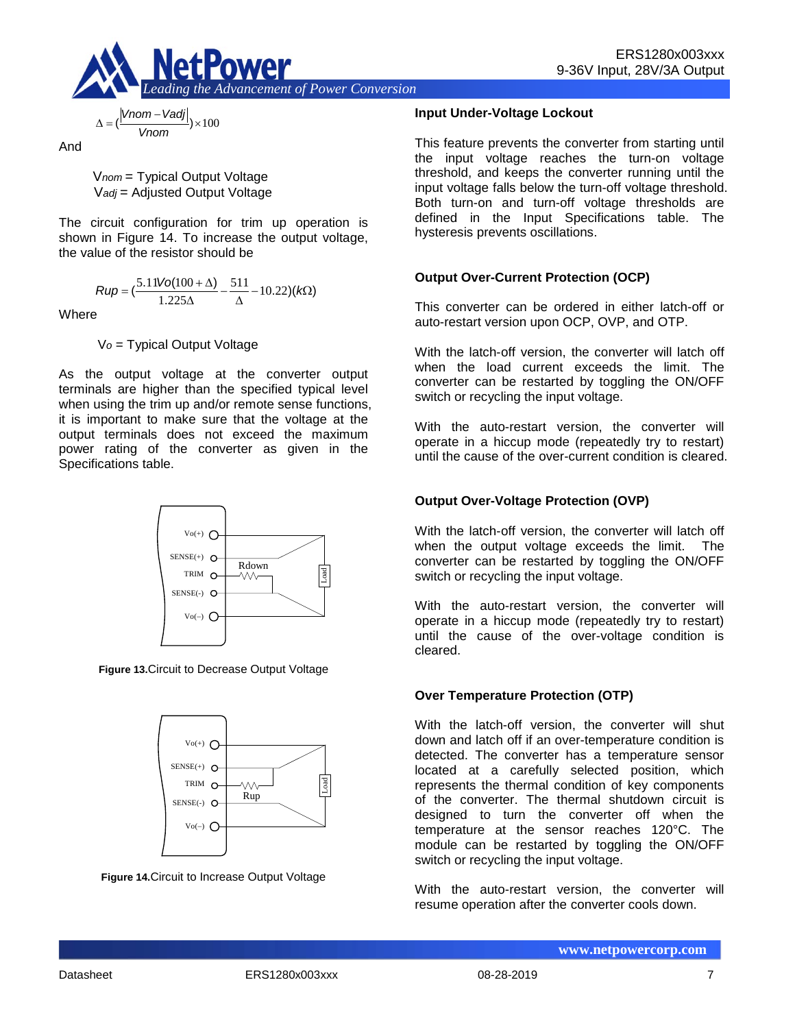$$\Delta = \left(\frac{|Vnom - Vadj|}{Vnom}\right) \times 100$$

And

$V_{nom}$ = Typical Output Voltage
$V_{adj}$ = Adjusted Output Voltage

The circuit configuration for trim up operation is shown in Figure 14. To increase the output voltage, the value of the resistor should be

$$Rup = \left(\frac{5.11Vo(100+\Delta)}{1.225\Delta} - \frac{511}{\Delta} - 10.22\right)(k\Omega)$$

Where

$V_o$ = Typical Output Voltage

As the output voltage at the converter output terminals are higher than the specified typical level when using the trim up and/or remote sense functions, it is important to make sure that the voltage at the output terminals does not exceed the maximum power rating of the converter as given in the Specifications table.

**Figure 13.** Circuit to Decrease Output Voltage

**Figure 14.** Circuit to Increase Output Voltage

### Input Under-Voltage Lockout

This feature prevents the converter from starting until the input voltage reaches the turn-on voltage threshold, and keeps the converter running until the input voltage falls below the turn-off voltage threshold. Both turn-on and turn-off voltage thresholds are defined in the Input Specifications table. The hysteresis prevents oscillations.

### Output Over-Current Protection (OCP)

This converter can be ordered in either latch-off or auto-restart version upon OCP, OVP, and OTP.

With the latch-off version, the converter will latch off when the load current exceeds the limit. The converter can be restarted by toggling the ON/OFF switch or recycling the input voltage.

With the auto-restart version, the converter will operate in a hiccup mode (repeatedly try to restart) until the cause of the over-current condition is cleared.

### Output Over-Voltage Protection (OVP)

With the latch-off version, the converter will latch off when the output voltage exceeds the limit. The converter can be restarted by toggling the ON/OFF switch or recycling the input voltage.

With the auto-restart version, the converter will operate in a hiccup mode (repeatedly try to restart) until the cause of the over-voltage condition is cleared.

### Over Temperature Protection (OTP)

With the latch-off version, the converter will shut down and latch off if an over-temperature condition is detected. The converter has a temperature sensor located at a carefully selected position, which represents the thermal condition of key components of the converter. The thermal shutdown circuit is designed to turn the converter off when the temperature at the sensor reaches 120°C. The module can be restarted by toggling the ON/OFF switch or recycling the input voltage.

With the auto-restart version, the converter will resume operation after the converter cools down.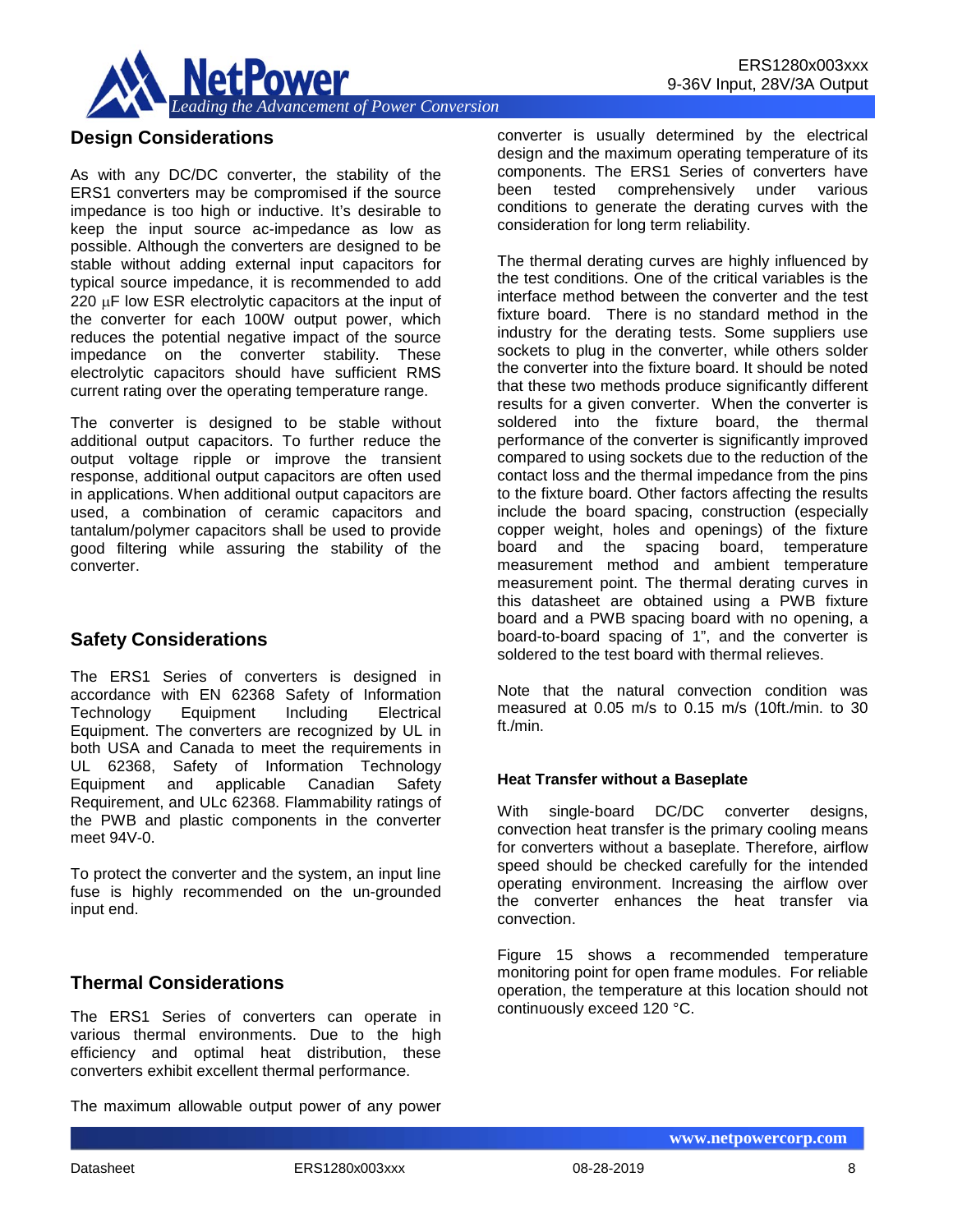## Design Considerations

As with any DC/DC converter, the stability of the ERS1 converters may be compromised if the source impedance is too high or inductive. It's desirable to keep the input source ac-impedance as low as possible. Although the converters are designed to be stable without adding external input capacitors for typical source impedance, it is recommended to add 220 μF low ESR electrolytic capacitors at the input of the converter for each 100W output power, which reduces the potential negative impact of the source impedance on the converter stability. These electrolytic capacitors should have sufficient RMS current rating over the operating temperature range.

The converter is designed to be stable without additional output capacitors. To further reduce the output voltage ripple or improve the transient response, additional output capacitors are often used in applications. When additional output capacitors are used, a combination of ceramic capacitors and tantalum/polymer capacitors shall be used to provide good filtering while assuring the stability of the converter.

## Safety Considerations

The ERS1 Series of converters is designed in accordance with EN 62368 Safety of Information Technology Equipment Including Electrical Equipment. The converters are recognized by UL in both USA and Canada to meet the requirements in UL 62368, Safety of Information Technology Equipment and applicable Canadian Safety Requirement, and ULc 62368. Flammability ratings of the PWB and plastic components in the converter meet 94V-0.

To protect the converter and the system, an input line fuse is highly recommended on the un-grounded input end.

## Thermal Considerations

The ERS1 Series of converters can operate in various thermal environments. Due to the high efficiency and optimal heat distribution, these converters exhibit excellent thermal performance.

The maximum allowable output power of any power converter is usually determined by the electrical design and the maximum operating temperature of its components. The ERS1 Series of converters have been tested comprehensively under various conditions to generate the derating curves with the consideration for long term reliability.

The thermal derating curves are highly influenced by the test conditions. One of the critical variables is the interface method between the converter and the test fixture board. There is no standard method in the industry for the derating tests. Some suppliers use sockets to plug in the converter, while others solder the converter into the fixture board. It should be noted that these two methods produce significantly different results for a given converter. When the converter is soldered into the fixture board, the thermal performance of the converter is significantly improved compared to using sockets due to the reduction of the contact loss and the thermal impedance from the pins to the fixture board. Other factors affecting the results include the board spacing, construction (especially copper weight, holes and openings) of the fixture board and the spacing board, temperature measurement method and ambient temperature measurement point. The thermal derating curves in this datasheet are obtained using a PWB fixture board and a PWB spacing board with no opening, a board-to-board spacing of 1", and the converter is soldered to the test board with thermal relieves.

Note that the natural convection condition was measured at 0.05 m/s to 0.15 m/s (10ft./min. to 30 ft./min.

### Heat Transfer without a Baseplate

With single-board DC/DC converter designs, convection heat transfer is the primary cooling means for converters without a baseplate. Therefore, airflow speed should be checked carefully for the intended operating environment. Increasing the airflow over the converter enhances the heat transfer via convection.

Figure 15 shows a recommended temperature monitoring point for open frame modules. For reliable operation, the temperature at this location should not continuously exceed 120 °C.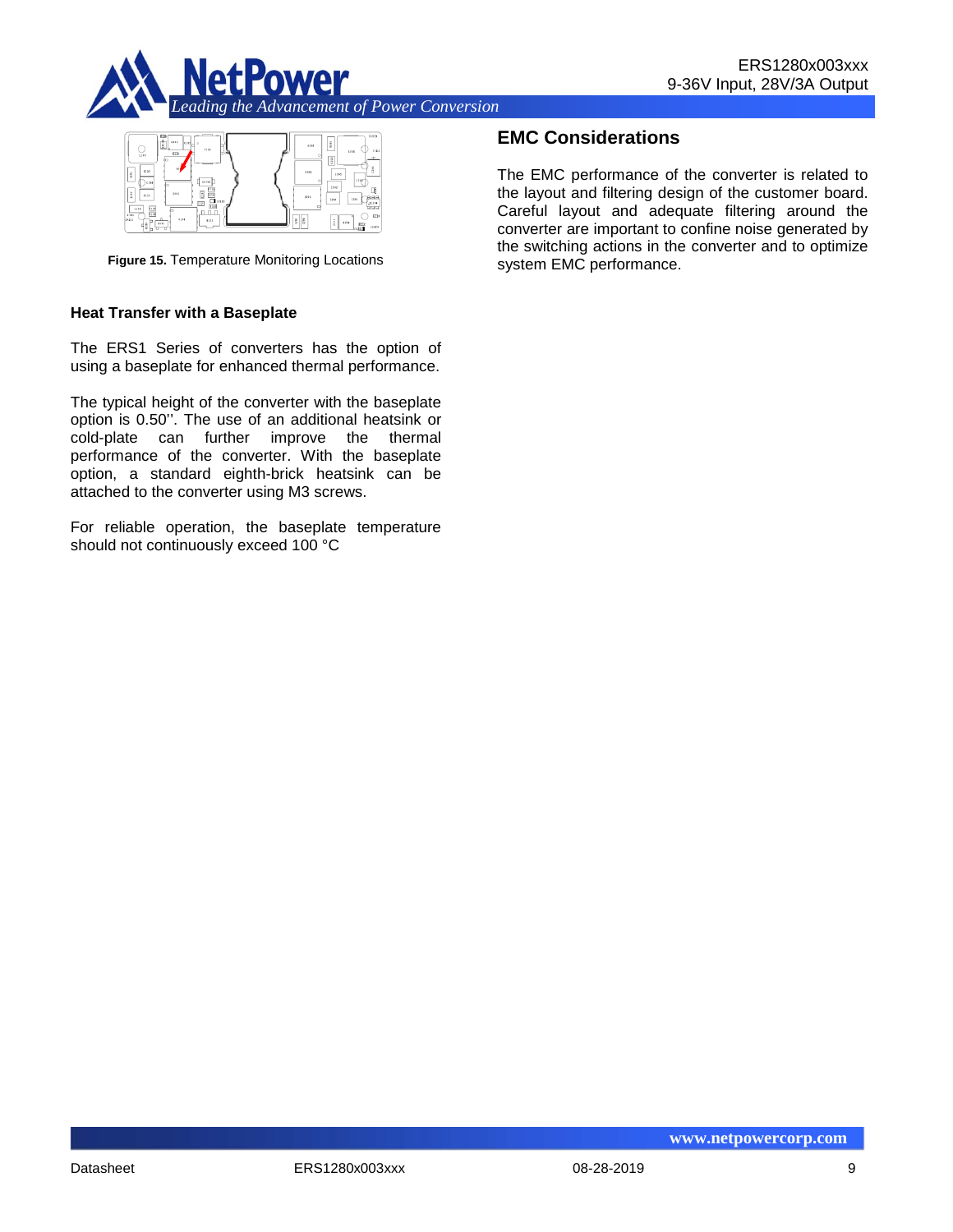Figure 15. Temperature Monitoring Locations

### Heat Transfer with a Baseplate

The ERS1 Series of converters has the option of using a baseplate for enhanced thermal performance.

The typical height of the converter with the baseplate option is 0.50''. The use of an additional heatsink or cold-plate can further improve the thermal performance of the converter. With the baseplate option, a standard eighth-brick heatsink can be attached to the converter using M3 screws.

For reliable operation, the baseplate temperature should not continuously exceed 100 °C

## EMC Considerations

The EMC performance of the converter is related to the layout and filtering design of the customer board. Careful layout and adequate filtering around the converter are important to confine noise generated by the switching actions in the converter and to optimize system EMC performance.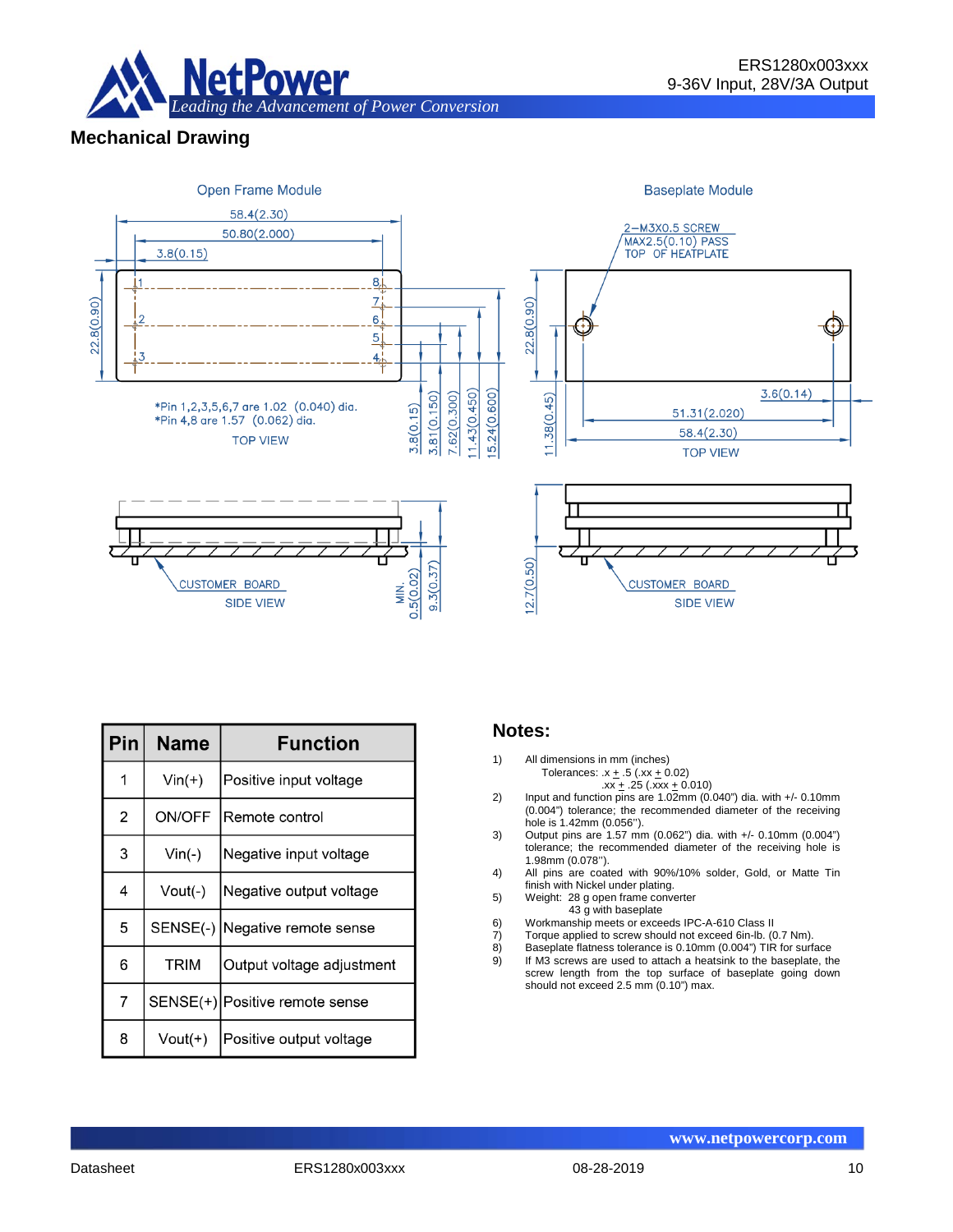## Mechanical Drawing

Open Frame Module

58.4(2.30)
50.80(2.000)
3.8(0.15)
22.8(0.90)
*Pin 1,2,3,5,6,7 are 1.02 (0.040) dia.
*Pin 4,8 are 1.57 (0.062) dia.
TOP VIEW
3.8(0.15)
3.81(0.150)
7.62(0.300)
11.43(0.450)
15.24(0.600)

CUSTOMER BOARD
SIDE VIEW
MIN.
0.5(0.02)
9.3(0.37)

Baseplate Module

2–M3X0.5 SCREW
MAX2.5(0.10) PASS
TOP OF HEATPLATE
22.8(0.90)
3.6(0.14)
51.31(2.020)
58.4(2.30)
11.38(0.45)
TOP VIEW

12.7(0.50)
CUSTOMER BOARD
SIDE VIEW

| Pin | Name | Function |
|---|---|---|
| 1 | Vin(+) | Positive input voltage |
| 2 | ON/OFF | Remote control |
| 3 | Vin(-) | Negative input voltage |
| 4 | Vout(-) | Negative output voltage |
| 5 | SENSE(-) | Negative remote sense |
| 6 | TRIM | Output voltage adjustment |
| 7 | SENSE(+) | Positive remote sense |
| 8 | Vout(+) | Positive output voltage |

### Notes:

1) All dimensions in mm (inches)
   Tolerances: .x ± .5 (.xx ± 0.02)
   .xx ± .25 (.xxx ± 0.010)
2) Input and function pins are 1.02mm (0.040") dia. with +/- 0.10mm (0.004") tolerance; the recommended diameter of the receiving hole is 1.42mm (0.056").
3) Output pins are 1.57 mm (0.062") dia. with +/- 0.10mm (0.004") tolerance; the recommended diameter of the receiving hole is 1.98mm (0.078").
4) All pins are coated with 90%/10% solder, Gold, or Matte Tin finish with Nickel under plating.
5) Weight: 28 g open frame converter
   43 g with baseplate
6) Workmanship meets or exceeds IPC-A-610 Class II
7) Torque applied to screw should not exceed 6in-lb. (0.7 Nm).
8) Baseplate flatness tolerance is 0.10mm (0.004") TIR for surface
9) If M3 screws are used to attach a heatsink to the baseplate, the screw length from the top surface of baseplate going down should not exceed 2.5 mm (0.10") max.